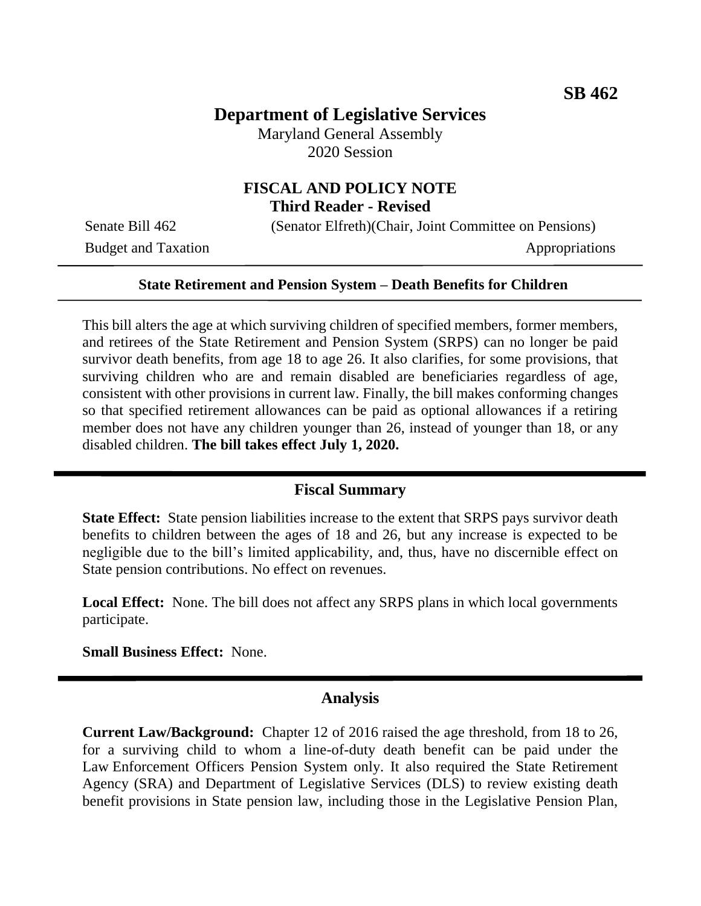**SB 462**

# Department of Legislative Services

Maryland General Assembly
2020 Session

## FISCAL AND POLICY NOTE
**Third Reader - Revised**

Senate Bill 462 (Senator Elfreth)(Chair, Joint Committee on Pensions)
Budget and Taxation Appropriations

---

**State Retirement and Pension System – Death Benefits for Children**

---

This bill alters the age at which surviving children of specified members, former members, and retirees of the State Retirement and Pension System (SRPS) can no longer be paid survivor death benefits, from age 18 to age 26. It also clarifies, for some provisions, that surviving children who are and remain disabled are beneficiaries regardless of age, consistent with other provisions in current law. Finally, the bill makes conforming changes so that specified retirement allowances can be paid as optional allowances if a retiring member does not have any children younger than 26, instead of younger than 18, or any disabled children. **The bill takes effect July 1, 2020.**

---

## Fiscal Summary

**State Effect:** State pension liabilities increase to the extent that SRPS pays survivor death benefits to children between the ages of 18 and 26, but any increase is expected to be negligible due to the bill's limited applicability, and, thus, have no discernible effect on State pension contributions. No effect on revenues.

**Local Effect:** None. The bill does not affect any SRPS plans in which local governments participate.

**Small Business Effect:** None.

---

## Analysis

**Current Law/Background:** Chapter 12 of 2016 raised the age threshold, from 18 to 26, for a surviving child to whom a line-of-duty death benefit can be paid under the Law Enforcement Officers Pension System only. It also required the State Retirement Agency (SRA) and Department of Legislative Services (DLS) to review existing death benefit provisions in State pension law, including those in the Legislative Pension Plan,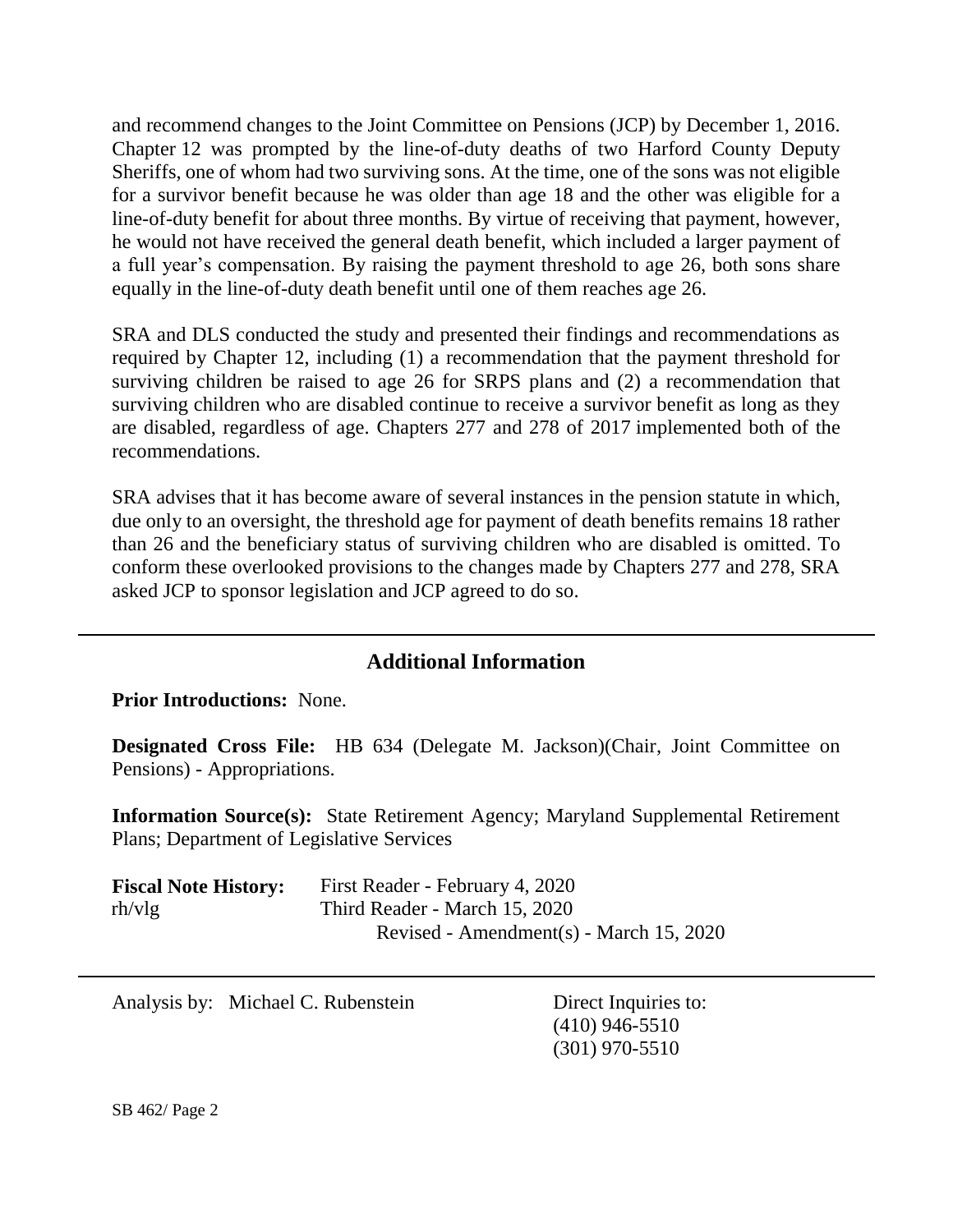and recommend changes to the Joint Committee on Pensions (JCP) by December 1, 2016. Chapter 12 was prompted by the line-of-duty deaths of two Harford County Deputy Sheriffs, one of whom had two surviving sons. At the time, one of the sons was not eligible for a survivor benefit because he was older than age 18 and the other was eligible for a line-of-duty benefit for about three months. By virtue of receiving that payment, however, he would not have received the general death benefit, which included a larger payment of a full year's compensation. By raising the payment threshold to age 26, both sons share equally in the line-of-duty death benefit until one of them reaches age 26.

SRA and DLS conducted the study and presented their findings and recommendations as required by Chapter 12, including (1) a recommendation that the payment threshold for surviving children be raised to age 26 for SRPS plans and (2) a recommendation that surviving children who are disabled continue to receive a survivor benefit as long as they are disabled, regardless of age. Chapters 277 and 278 of 2017 implemented both of the recommendations.

SRA advises that it has become aware of several instances in the pension statute in which, due only to an oversight, the threshold age for payment of death benefits remains 18 rather than 26 and the beneficiary status of surviving children who are disabled is omitted. To conform these overlooked provisions to the changes made by Chapters 277 and 278, SRA asked JCP to sponsor legislation and JCP agreed to do so.

## Additional Information

**Prior Introductions:** None.

**Designated Cross File:** HB 634 (Delegate M. Jackson)(Chair, Joint Committee on Pensions) - Appropriations.

**Information Source(s):** State Retirement Agency; Maryland Supplemental Retirement Plans; Department of Legislative Services

**Fiscal Note History:** First Reader - February 4, 2020
rh/vlg Third Reader - March 15, 2020
Revised - Amendment(s) - March 15, 2020

Analysis by: Michael C. Rubenstein

Direct Inquiries to:
(410) 946-5510
(301) 970-5510